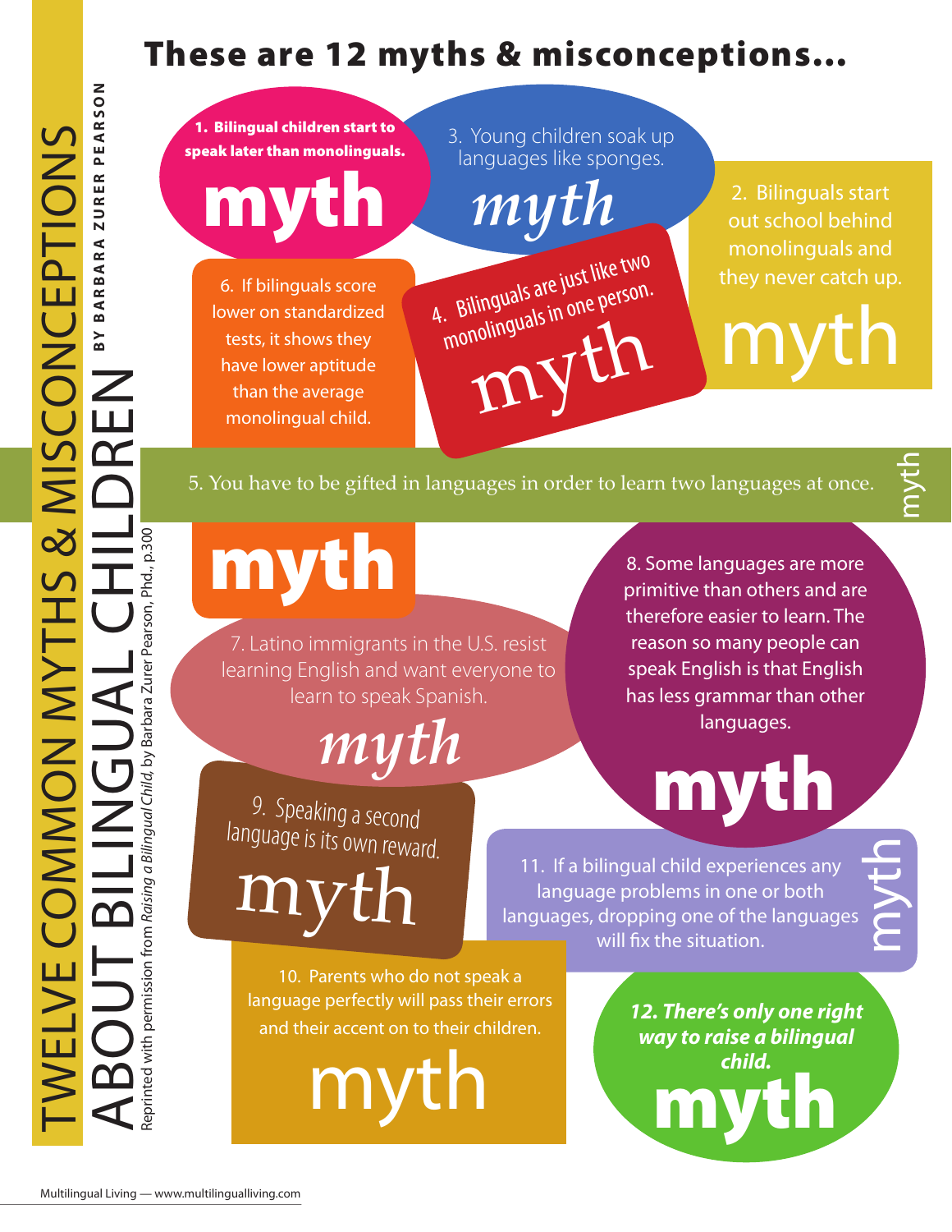# TWELVE COMMON MYTHS & MISCONCEPTIONS ABOUT BILINGUAL CHILDREN

**BY BARBARA ZURER PEARSON**

Reprinted with permission from *Raising a Bilingual Child,* by Barbara Zurer Pearson, Phd., p.300

## These are 12 myths & misconceptions...

**1. Bilingual children start to speak later than monolinguals.**

**myth**

3. Young children soak up languages like sponges.

*myth*

2. Bilinguals start out school behind monolinguals and they never catch up.

myth

6. If bilinguals score lower on standardized tests, it shows they have lower aptitude than the average monolingual child.

4. Bilinguals are just like two monolinguals in one person.

myth

5. You have to be gifted in languages in order to learn two languages at once.

myth

**myth**

7. Latino immigrants in the U.S. resist learning English and want everyone to learn to speak Spanish.

*myth*

8. Some languages are more primitive than others and are therefore easier to learn. The reason so many people can speak English is that English has less grammar than other languages.

**myth**

9. Speaking a second language is its own reward.

myth

11. If a bilingual child experiences any language problems in one or both languages, dropping one of the languages will fix the situation.

myth

10. Parents who do not speak a language perfectly will pass their errors and their accent on to their children.

myth

***12. There's only one right way to raise a bilingual child.***

**myth**

Multilingual Living — www.multilingualliving.com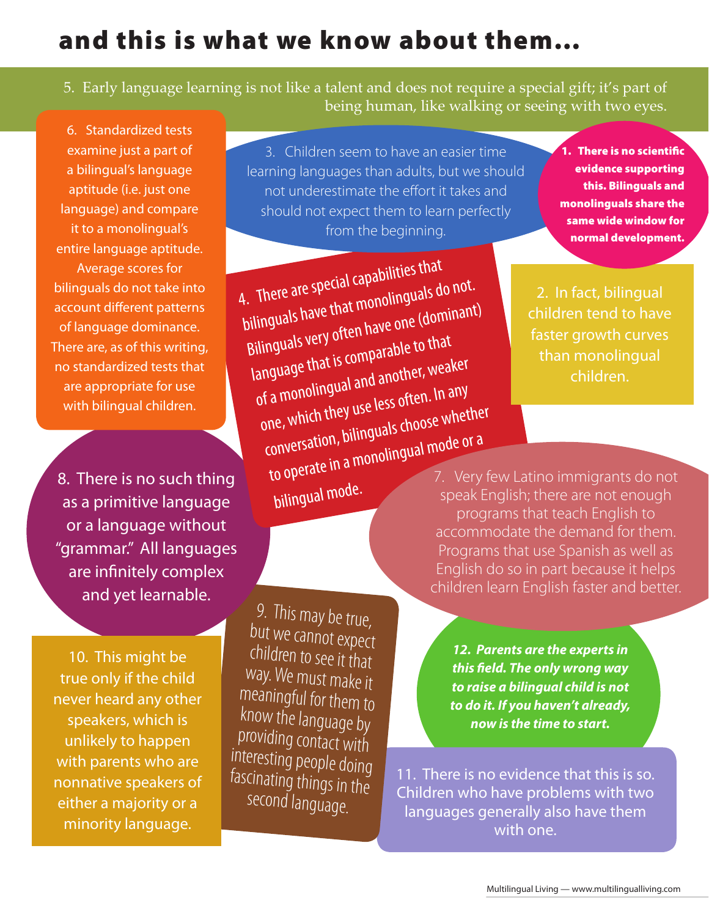# and this is what we know about them...

5. Early language learning is not like a talent and does not require a special gift; it's part of being human, like walking or seeing with two eyes.

**1. There is no scientific evidence supporting this. Bilinguals and monolinguals share the same wide window for normal development.**

2. In fact, bilingual children tend to have faster growth curves than monolingual children.

3. Children seem to have an easier time learning languages than adults, but we should not underestimate the effort it takes and should not expect them to learn perfectly from the beginning.

4. There are special capabilities that bilinguals have that monolinguals do not. Bilinguals very often have one (dominant) language that is comparable to that of a monolingual and another, weaker one, which they use less often. In any conversation, bilinguals choose whether to operate in a monolingual mode or a bilingual mode.

6. Standardized tests examine just a part of a bilingual's language aptitude (i.e. just one language) and compare it to a monolingual's entire language aptitude. Average scores for bilinguals do not take into account different patterns of language dominance. There are, as of this writing, no standardized tests that are appropriate for use with bilingual children.

7. Very few Latino immigrants do not speak English; there are not enough programs that teach English to accommodate the demand for them. Programs that use Spanish as well as English do so in part because it helps children learn English faster and better.

8. There is no such thing as a primitive language or a language without "grammar." All languages are infinitely complex and yet learnable.

9. This may be true, but we cannot expect children to see it that way. We must make it meaningful for them to know the language by providing contact with interesting people doing fascinating things in the second language.

10. This might be true only if the child never heard any other speakers, which is unlikely to happen with parents who are nonnative speakers of either a majority or a minority language.

11. There is no evidence that this is so. Children who have problems with two languages generally also have them with one.

***12. Parents are the experts in this field. The only wrong way to raise a bilingual child is not to do it. If you haven't already, now is the time to start.***

Multilingual Living — www.multilingualliving.com